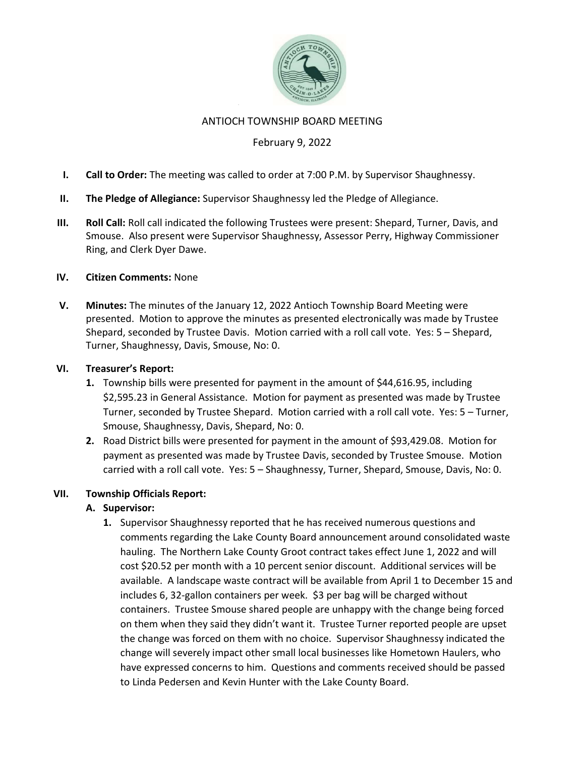# ANTIOCH TOWNSHIP BOARD MEETING

February 9, 2022

**I. Call to Order:** The meeting was called to order at 7:00 P.M. by Supervisor Shaughnessy.

**II. The Pledge of Allegiance:** Supervisor Shaughnessy led the Pledge of Allegiance.

**III. Roll Call:** Roll call indicated the following Trustees were present: Shepard, Turner, Davis, and Smouse. Also present were Supervisor Shaughnessy, Assessor Perry, Highway Commissioner Ring, and Clerk Dyer Dawe.

**IV. Citizen Comments:** None

**V. Minutes:** The minutes of the January 12, 2022 Antioch Township Board Meeting were presented. Motion to approve the minutes as presented electronically was made by Trustee Shepard, seconded by Trustee Davis. Motion carried with a roll call vote. Yes: 5 – Shepard, Turner, Shaughnessy, Davis, Smouse, No: 0.

**VI. Treasurer's Report:**

1. Township bills were presented for payment in the amount of $44,616.95, including $2,595.23 in General Assistance. Motion for payment as presented was made by Trustee Turner, seconded by Trustee Shepard. Motion carried with a roll call vote. Yes: 5 – Turner, Smouse, Shaughnessy, Davis, Shepard, No: 0.
2. Road District bills were presented for payment in the amount of $93,429.08. Motion for payment as presented was made by Trustee Davis, seconded by Trustee Smouse. Motion carried with a roll call vote. Yes: 5 – Shaughnessy, Turner, Shepard, Smouse, Davis, No: 0.

**VII. Township Officials Report:**

**A. Supervisor:**

1. Supervisor Shaughnessy reported that he has received numerous questions and comments regarding the Lake County Board announcement around consolidated waste hauling. The Northern Lake County Groot contract takes effect June 1, 2022 and will cost $20.52 per month with a 10 percent senior discount. Additional services will be available. A landscape waste contract will be available from April 1 to December 15 and includes 6, 32-gallon containers per week. $3 per bag will be charged without containers. Trustee Smouse shared people are unhappy with the change being forced on them when they said they didn't want it. Trustee Turner reported people are upset the change was forced on them with no choice. Supervisor Shaughnessy indicated the change will severely impact other small local businesses like Hometown Haulers, who have expressed concerns to him. Questions and comments received should be passed to Linda Pedersen and Kevin Hunter with the Lake County Board.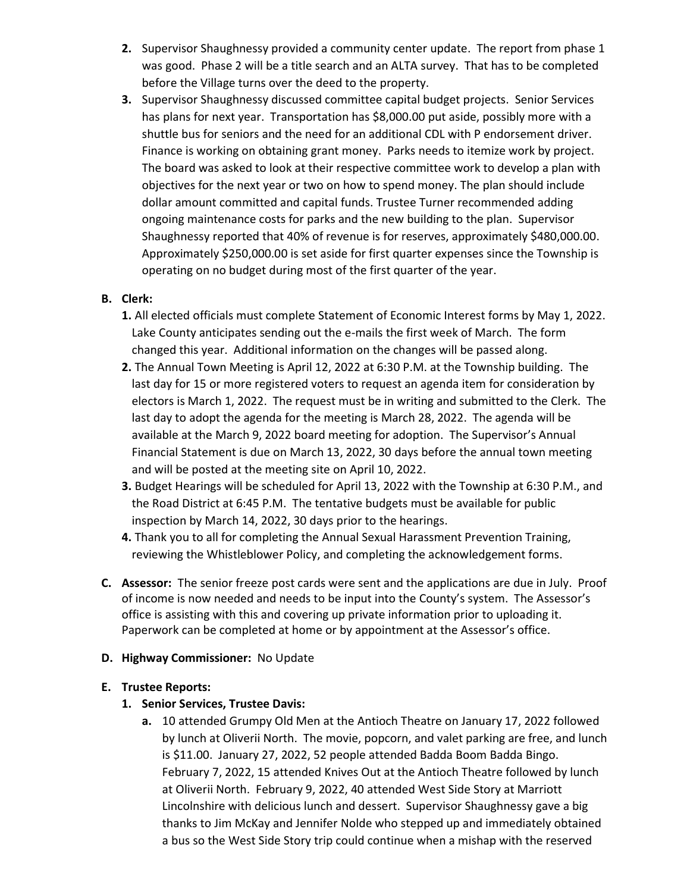2. Supervisor Shaughnessy provided a community center update. The report from phase 1 was good. Phase 2 will be a title search and an ALTA survey. That has to be completed before the Village turns over the deed to the property.
3. Supervisor Shaughnessy discussed committee capital budget projects. Senior Services has plans for next year. Transportation has $8,000.00 put aside, possibly more with a shuttle bus for seniors and the need for an additional CDL with P endorsement driver. Finance is working on obtaining grant money. Parks needs to itemize work by project. The board was asked to look at their respective committee work to develop a plan with objectives for the next year or two on how to spend money. The plan should include dollar amount committed and capital funds. Trustee Turner recommended adding ongoing maintenance costs for parks and the new building to the plan. Supervisor Shaughnessy reported that 40% of revenue is for reserves, approximately $480,000.00. Approximately $250,000.00 is set aside for first quarter expenses since the Township is operating on no budget during most of the first quarter of the year.

**B. Clerk:**

1. All elected officials must complete Statement of Economic Interest forms by May 1, 2022. Lake County anticipates sending out the e-mails the first week of March. The form changed this year. Additional information on the changes will be passed along.
2. The Annual Town Meeting is April 12, 2022 at 6:30 P.M. at the Township building. The last day for 15 or more registered voters to request an agenda item for consideration by electors is March 1, 2022. The request must be in writing and submitted to the Clerk. The last day to adopt the agenda for the meeting is March 28, 2022. The agenda will be available at the March 9, 2022 board meeting for adoption. The Supervisor's Annual Financial Statement is due on March 13, 2022, 30 days before the annual town meeting and will be posted at the meeting site on April 10, 2022.
3. Budget Hearings will be scheduled for April 13, 2022 with the Township at 6:30 P.M., and the Road District at 6:45 P.M. The tentative budgets must be available for public inspection by March 14, 2022, 30 days prior to the hearings.
4. Thank you to all for completing the Annual Sexual Harassment Prevention Training, reviewing the Whistleblower Policy, and completing the acknowledgement forms.

**C. Assessor:** The senior freeze post cards were sent and the applications are due in July. Proof of income is now needed and needs to be input into the County's system. The Assessor's office is assisting with this and covering up private information prior to uploading it. Paperwork can be completed at home or by appointment at the Assessor's office.

**D. Highway Commissioner:** No Update

**E. Trustee Reports:**

1. **Senior Services, Trustee Davis:**
   a. 10 attended Grumpy Old Men at the Antioch Theatre on January 17, 2022 followed by lunch at Oliverii North. The movie, popcorn, and valet parking are free, and lunch is $11.00. January 27, 2022, 52 people attended Badda Boom Badda Bingo. February 7, 2022, 15 attended Knives Out at the Antioch Theatre followed by lunch at Oliverii North. February 9, 2022, 40 attended West Side Story at Marriott Lincolnshire with delicious lunch and dessert. Supervisor Shaughnessy gave a big thanks to Jim McKay and Jennifer Nolde who stepped up and immediately obtained a bus so the West Side Story trip could continue when a mishap with the reserved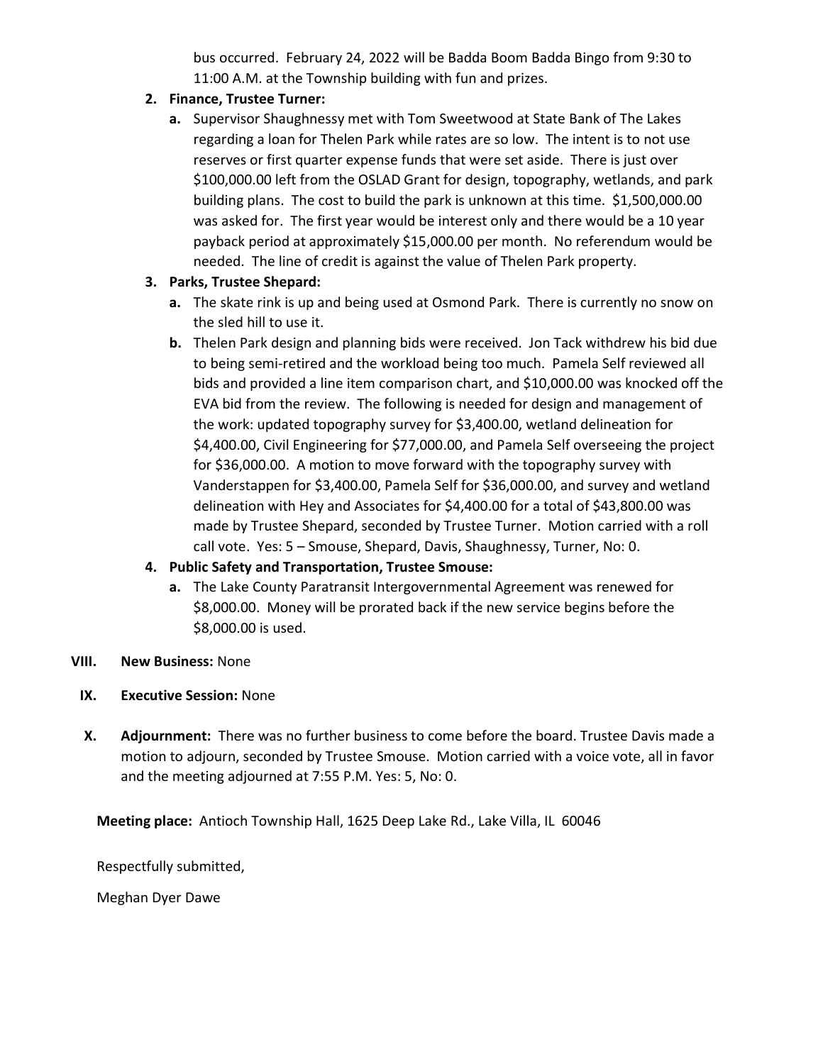bus occurred. February 24, 2022 will be Badda Boom Badda Bingo from 9:30 to 11:00 A.M. at the Township building with fun and prizes.

2. **Finance, Trustee Turner:**
   a. Supervisor Shaughnessy met with Tom Sweetwood at State Bank of The Lakes regarding a loan for Thelen Park while rates are so low. The intent is to not use reserves or first quarter expense funds that were set aside. There is just over $100,000.00 left from the OSLAD Grant for design, topography, wetlands, and park building plans. The cost to build the park is unknown at this time. $1,500,000.00 was asked for. The first year would be interest only and there would be a 10 year payback period at approximately $15,000.00 per month. No referendum would be needed. The line of credit is against the value of Thelen Park property.

3. **Parks, Trustee Shepard:**
   a. The skate rink is up and being used at Osmond Park. There is currently no snow on the sled hill to use it.
   b. Thelen Park design and planning bids were received. Jon Tack withdrew his bid due to being semi-retired and the workload being too much. Pamela Self reviewed all bids and provided a line item comparison chart, and $10,000.00 was knocked off the EVA bid from the review. The following is needed for design and management of the work: updated topography survey for $3,400.00, wetland delineation for $4,400.00, Civil Engineering for $77,000.00, and Pamela Self overseeing the project for $36,000.00. A motion to move forward with the topography survey with Vanderstappen for $3,400.00, Pamela Self for $36,000.00, and survey and wetland delineation with Hey and Associates for $4,400.00 for a total of $43,800.00 was made by Trustee Shepard, seconded by Trustee Turner. Motion carried with a roll call vote. Yes: 5 – Smouse, Shepard, Davis, Shaughnessy, Turner, No: 0.

4. **Public Safety and Transportation, Trustee Smouse:**
   a. The Lake County Paratransit Intergovernmental Agreement was renewed for $8,000.00. Money will be prorated back if the new service begins before the $8,000.00 is used.

**VIII. New Business:** None

**IX. Executive Session:** None

**X. Adjournment:** There was no further business to come before the board. Trustee Davis made a motion to adjourn, seconded by Trustee Smouse. Motion carried with a voice vote, all in favor and the meeting adjourned at 7:55 P.M. Yes: 5, No: 0.

**Meeting place:** Antioch Township Hall, 1625 Deep Lake Rd., Lake Villa, IL 60046

Respectfully submitted,

Meghan Dyer Dawe